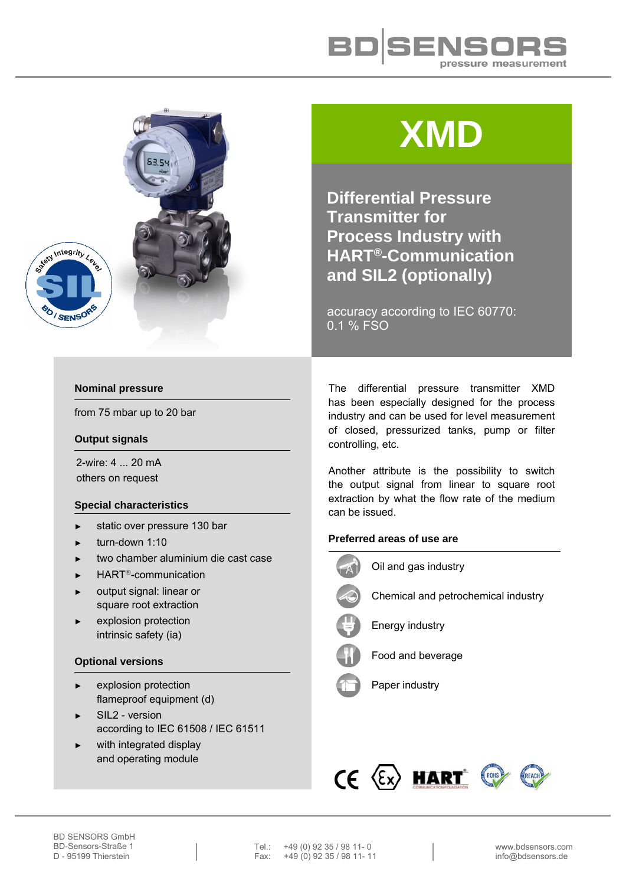# XMD

## Differential Pressure Transmitter for Process Industry with HART®-Communication and SIL2 (optionally)

accuracy according to IEC 60770: 0.1 % FSO

### Nominal pressure

from 75 mbar up to 20 bar

### Output signals

2-wire: 4 ... 20 mA
others on request

### Special characteristics

- static over pressure 130 bar
- turn-down 1:10
- two chamber aluminium die cast case
- HART®-communication
- output signal: linear or square root extraction
- explosion protection intrinsic safety (ia)

### Optional versions

- explosion protection flameproof equipment (d)
- SIL2 - version according to IEC 61508 / IEC 61511
- with integrated display and operating module

The differential pressure transmitter XMD has been especially designed for the process industry and can be used for level measurement of closed, pressurized tanks, pump or filter controlling, etc.

Another attribute is the possibility to switch the output signal from linear to square root extraction by what the flow rate of the medium can be issued.

### Preferred areas of use are

- Oil and gas industry
- Chemical and petrochemical industry
- Energy industry
- Food and beverage
- Paper industry

BD SENSORS GmbH
BD-Sensors-Straße 1
D - 95199 Thierstein

Tel.: +49 (0) 92 35 / 98 11- 0
Fax: +49 (0) 92 35 / 98 11- 11

www.bdsensors.com
info@bdsensors.de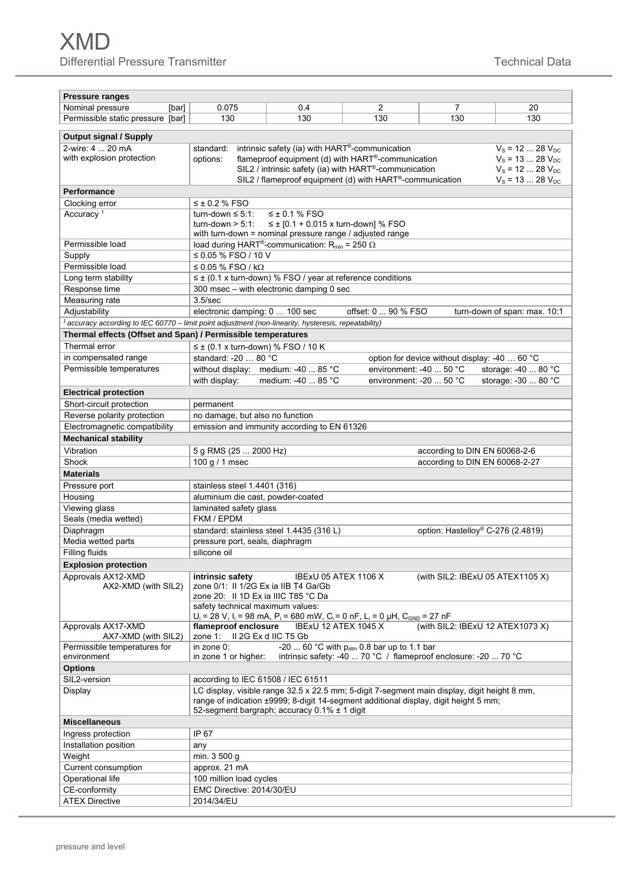# XMD

## Differential Pressure Transmitter

Technical Data

| **Pressure ranges** | | | | | |
|---|---|---|---|---|---|
| Nominal pressure [bar] | 0.075 | 0.4 | 2 | 7 | 20 |
| Permissible static pressure [bar] | 130 | 130 | 130 | 130 | 130 |

| **Output signal / Supply** | |
|---|---|
| 2-wire: 4 ... 20 mA with explosion protection | standard: intrinsic safety (ia) with HART®-communication $V_S$ = 12 ... 28 $V_{DC}$<br>options: flameproof equipment (d) with HART®-communication $V_S$ = 13 ... 28 $V_{DC}$<br>SIL2 / intrinsic safety (ia) with HART®-communication $V_S$ = 12 ... 28 $V_{DC}$<br>SIL2 / flameproof equipment (d) with HART®-communication $V_S$ = 13 ... 28 $V_{DC}$ |
| **Performance** | |
| Clocking error | ≤ ± 0.2 % FSO |
| Accuracy [1] | turn-down ≤ 5:1: ≤ ± 0.1 % FSO<br>turn-down > 5:1: ≤ ± [0.1 + 0.015 x turn-down] % FSO<br>with turn-down = nominal pressure range / adjusted range |
| Permissible load | load during HART®-communication: $R_{min}$ = 250 Ω |
| Supply | ≤ 0.05 % FSO / 10 V |
| Permissible load | ≤ 0.05 % FSO / kΩ |
| Long term stability | ≤ ± (0.1 x turn-down) % FSO / year at reference conditions |
| Response time | 300 msec – with electronic damping 0 sec |
| Measuring rate | 3.5/sec |
| Adjustability | electronic damping: 0 … 100 sec offset: 0 ... 90 % FSO turn-down of span: max. 10:1 |

[1] *accuracy according to IEC 60770 – limit point adjustment (non-linearity, hysteresis, repeatability)*

| **Thermal effects (Offset and Span) / Permissible temperatures** | |
|---|---|
| Thermal error | ≤ ± (0.1 x turn-down) % FSO / 10 K |
| in compensated range | standard: -20 … 80 °C option for device without display: -40 … 60 °C |
| Permissible temperatures | without display: medium: -40 ... 85 °C environment: -40 ... 50 °C storage: -40 ... 80 °C<br>with display: medium: -40 ... 85 °C environment: -20 ... 50 °C storage: -30 ... 80 °C |
| **Electrical protection** | |
| Short-circuit protection | permanent |
| Reverse polarity protection | no damage, but also no function |
| Electromagnetic compatibility | emission and immunity according to EN 61326 |
| **Mechanical stability** | |
| Vibration | 5 g RMS (25 ... 2000 Hz) according to DIN EN 60068-2-6 |
| Shock | 100 g / 1 msec according to DIN EN 60068-2-27 |
| **Materials** | |
| Pressure port | stainless steel 1.4401 (316) |
| Housing | aluminium die cast, powder-coated |
| Viewing glass | laminated safety glass |
| Seals (media wetted) | FKM / EPDM |
| Diaphragm | standard: stainless steel 1.4435 (316 L) option: Hastelloy® C-276 (2.4819) |
| Media wetted parts | pressure port, seals, diaphragm |
| Filling fluids | silicone oil |
| **Explosion protection** | |
| Approvals AX12-XMD<br>AX2-XMD (with SIL2) | **intrinsic safety** IBExU 05 ATEX 1106 X (with SIL2: IBExU 05 ATEX1105 X)<br>zone 0/1: II 1/2G Ex ia IIB T4 Ga/Gb<br>zone 20: II 1D Ex ia IIIC T85 °C Da<br>safety technical maximum values:<br>$U_i$ = 28 V, $I_i$ = 98 mA, $P_i$ = 680 mW, $C_i$ = 0 nF, $L_i$ = 0 µH, $C_{GND}$ = 27 nF |
| Approvals AX17-XMD<br>AX7-XMD (with SIL2) | **flameproof enclosure** IBExU 12 ATEX 1045 X (with SIL2: IBExU 12 ATEX1073 X)<br>zone 1: II 2G Ex d IIC T5 Gb |
| Permissible temperatures for environment | in zone 0: -20 ... 60 °C with $p_{atm}$ 0.8 bar up to 1.1 bar<br>in zone 1 or higher: intrinsic safety: -40 ... 70 °C / flameproof enclosure: -20 ... 70 °C |
| **Options** | |
| SIL2-version | according to IEC 61508 / IEC 61511 |
| Display | LC display, visible range 32.5 x 22.5 mm; 5-digit 7-segment main display, digit height 8 mm,<br>range of indication ±9999; 8-digit 14-segment additional display, digit height 5 mm;<br>52-segment bargraph; accuracy 0.1% ± 1 digit |
| **Miscellaneous** | |
| Ingress protection | IP 67 |
| Installation position | any |
| Weight | min. 3 500 g |
| Current consumption | approx. 21 mA |
| Operational life | 100 million load cycles |
| CE-conformity | EMC Directive: 2014/30/EU |
| ATEX Directive | 2014/34/EU |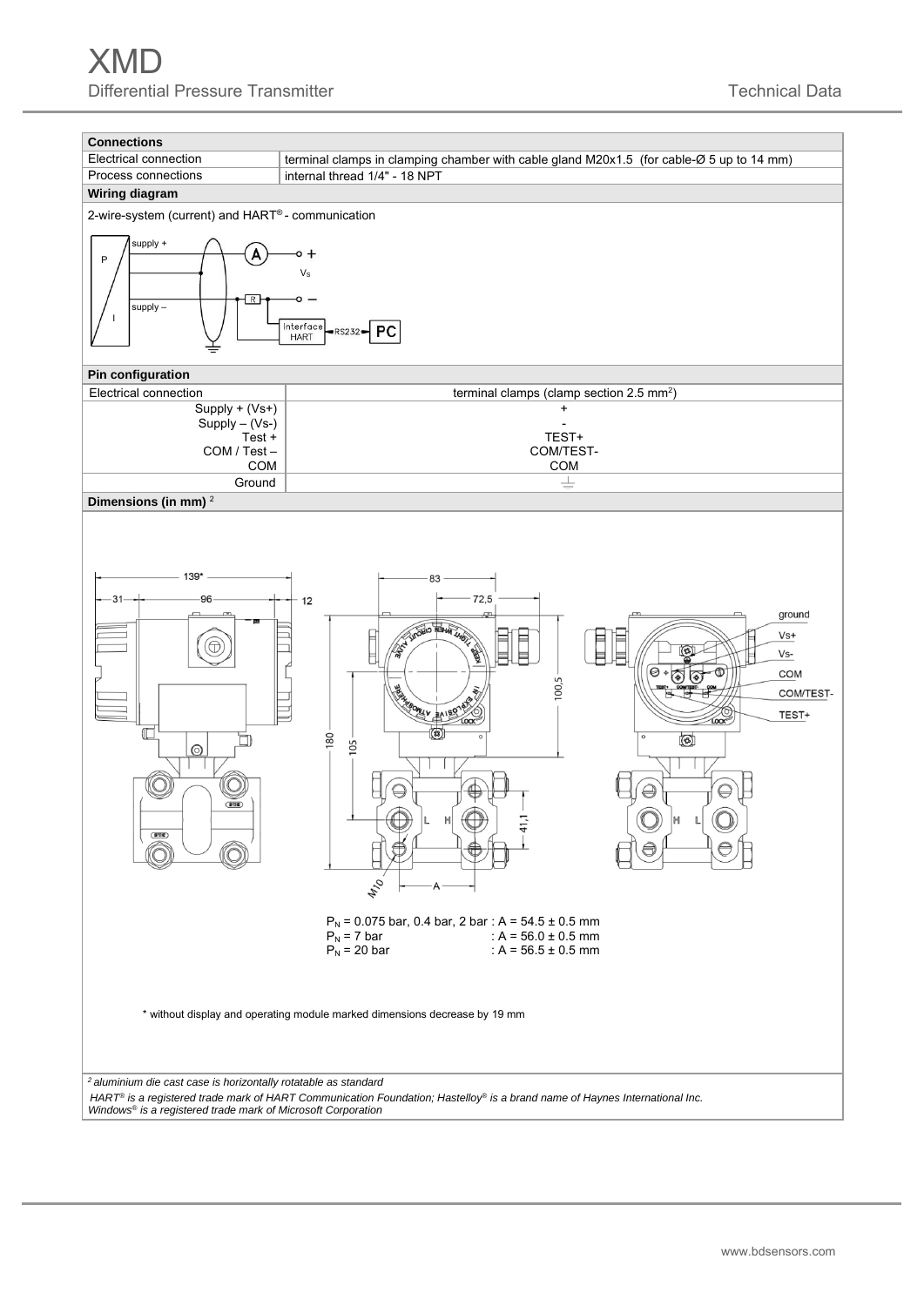# XMD

Differential Pressure Transmitter — Technical Data

| **Connections** | |
|---|---|
| Electrical connection | terminal clamps in clamping chamber with cable gland M20x1.5 (for cable-Ø 5 up to 14 mm) |
| Process connections | internal thread 1/4" - 18 NPT |

**Wiring diagram**

2-wire-system (current) and HART® - communication

**Pin configuration**

| Electrical connection | terminal clamps (clamp section 2.5 mm²) |
|---|---|
| Supply + (Vs+) | + |
| Supply – (Vs-) | - |
| Test + | TEST+ |
| COM / Test – | COM/TEST- |
| COM | COM |
| Ground | ⏚ |

**Dimensions (in mm)** [2]

$P_N$ = 0.075 bar, 0.4 bar, 2 bar : A = 54.5 ± 0.5 mm
$P_N$ = 7 bar : A = 56.0 ± 0.5 mm
$P_N$ = 20 bar : A = 56.5 ± 0.5 mm

\* without display and operating module marked dimensions decrease by 19 mm

*[2] aluminium die cast case is horizontally rotatable as standard*

*HART® is a registered trade mark of HART Communication Foundation; Hastelloy® is a brand name of Haynes International Inc.*
*Windows® is a registered trade mark of Microsoft Corporation*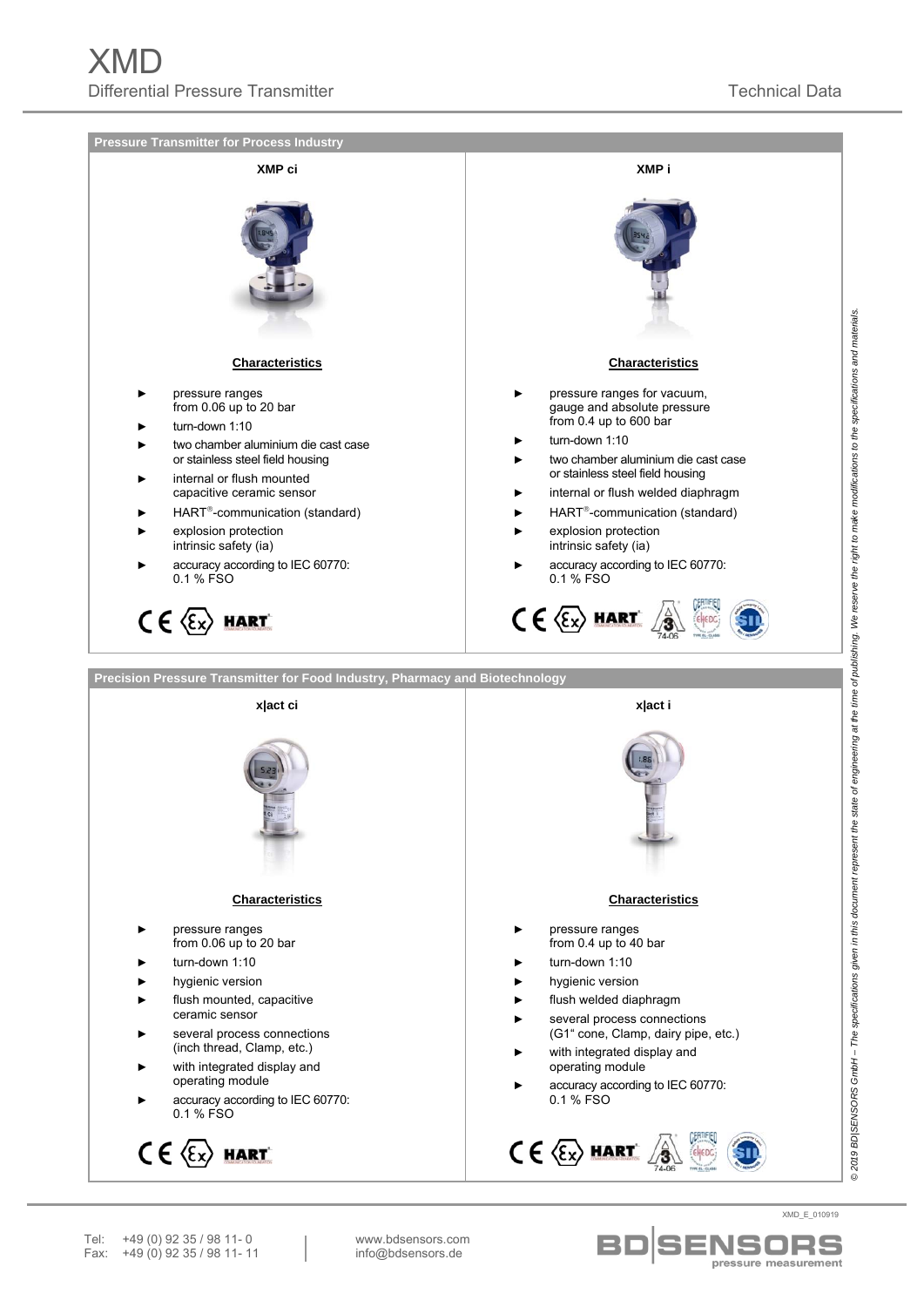## Pressure Transmitter for Process Industry

### XMP ci

**Characteristics**

- pressure ranges from 0.06 up to 20 bar
- turn-down 1:10
- two chamber aluminium die cast case or stainless steel field housing
- internal or flush mounted capacitive ceramic sensor
- HART®-communication (standard)
- explosion protection intrinsic safety (ia)
- accuracy according to IEC 60770: 0.1 % FSO

### XMP i

**Characteristics**

- pressure ranges for vacuum, gauge and absolute pressure from 0.4 up to 600 bar
- turn-down 1:10
- two chamber aluminium die cast case or stainless steel field housing
- internal or flush welded diaphragm
- HART®-communication (standard)
- explosion protection intrinsic safety (ia)
- accuracy according to IEC 60770: 0.1 % FSO

## Precision Pressure Transmitter for Food Industry, Pharmacy and Biotechnology

### x|act ci

**Characteristics**

- pressure ranges from 0.06 up to 20 bar
- turn-down 1:10
- hygienic version
- flush mounted, capacitive ceramic sensor
- several process connections (inch thread, Clamp, etc.)
- with integrated display and operating module
- accuracy according to IEC 60770: 0.1 % FSO

### x|act i

**Characteristics**

- pressure ranges from 0.4 up to 40 bar
- turn-down 1:10
- hygienic version
- flush welded diaphragm
- several process connections (G1" cone, Clamp, dairy pipe, etc.)
- with integrated display and operating module
- accuracy according to IEC 60770: 0.1 % FSO

© 2019 BD|SENSORS GmbH – The specifications given in this document represent the state of engineering at the time of publishing. We reserve the right to make modifications to the specifications and materials.

XMD_E_010919

Tel: +49 (0) 92 35 / 98 11- 0
Fax: +49 (0) 92 35 / 98 11- 11

www.bdsensors.com
info@bdsensors.de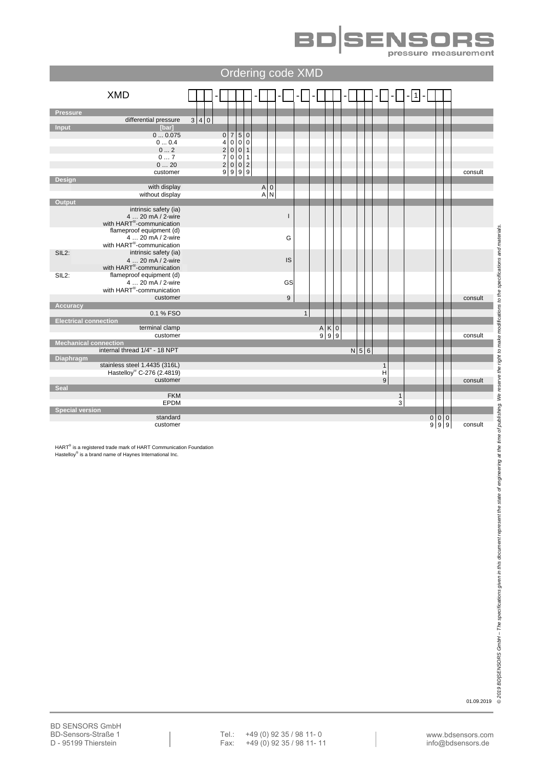# Ordering code XMD

XMD [ | | ] - [ | | | ] - [ | ] - [ ] - [ ] - [ | | ] - [ | | ] - [ ] - [ ] - [1] - [ | | ]

| | | |
|---|---|---|
| **Pressure** | | |
| differential pressure | 3 4 0 | |
| **Input** [bar] | | |
| 0 ... 0.075 | 0 7 5 0 | |
| 0 ... 0.4 | 4 0 0 0 | |
| 0 ... 2 | 2 0 0 1 | |
| 0 ... 7 | 7 0 0 1 | |
| 0 ... 20 | 2 0 0 2 | |
| customer | 9 9 9 9 | consult |
| **Design** | | |
| with display | A 0 | |
| without display | A N | |
| **Output** | | |
| intrinsic safety (ia) 4 … 20 mA / 2-wire with HART®-communication | I | |
| flameproof equipment (d) 4 … 20 mA / 2-wire with HART®-communication | G | |
| SIL2: intrinsic safety (ia) 4 … 20 mA / 2-wire with HART®-communication | IS | |
| SIL2: flameproof equipment (d) 4 … 20 mA / 2-wire with HART®-communication | GS | |
| customer | 9 | consult |
| **Accuracy** | | |
| 0.1 % FSO | 1 | |
| **Electrical connection** | | |
| terminal clamp | A K 0 | |
| customer | 9 9 9 | consult |
| **Mechanical connection** | | |
| internal thread 1/4" - 18 NPT | N 5 6 | |
| **Diaphragm** | | |
| stainless steel 1.4435 (316L) | 1 | |
| Hastelloy® C-276 (2.4819) | H | |
| customer | 9 | consult |
| **Seal** | | |
| FKM | 1 | |
| EPDM | 3 | |
| **Special version** | | |
| standard | 0 0 0 | |
| customer | 9 9 9 | consult |

HART® is a registered trade mark of HART Communication Foundation
Hastelloy® is a brand name of Haynes International Inc.

01.09.2019

© 2019 BD|SENSORS GmbH – The specifications given in this document represent the state of engineering at the time of publishing. We reserve the right to make modifications to the specifications and materials.

BD SENSORS GmbH
BD-Sensors-Straße 1
D - 95199 Thierstein

Tel.: +49 (0) 92 35 / 98 11- 0
Fax: +49 (0) 92 35 / 98 11- 11

www.bdsensors.com
info@bdsensors.de